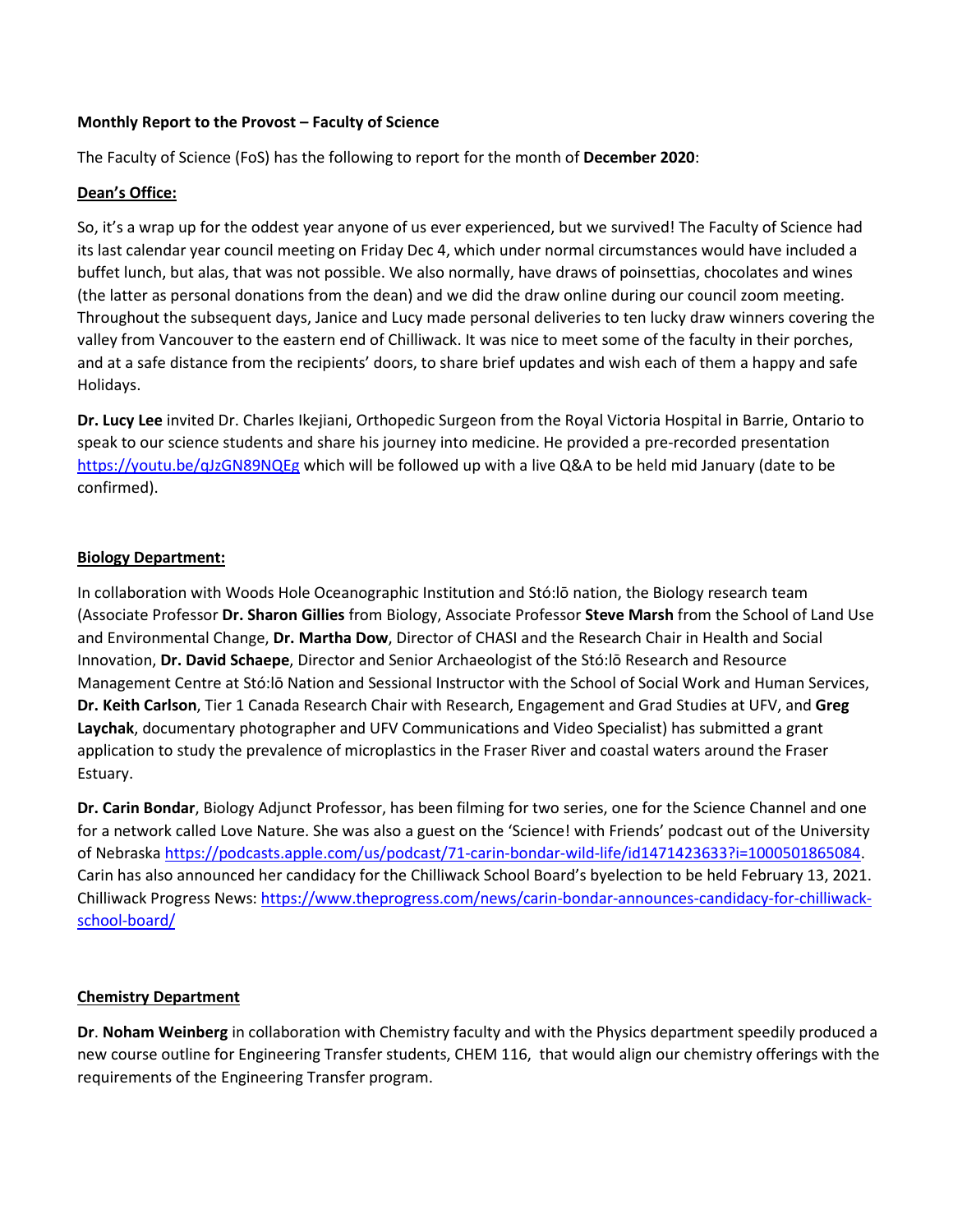**Monthly Report to the Provost – Faculty of Science**

The Faculty of Science (FoS) has the following to report for the month of **December 2020**:

**Dean's Office:**

So, it's a wrap up for the oddest year anyone of us ever experienced, but we survived! The Faculty of Science had its last calendar year council meeting on Friday Dec 4, which under normal circumstances would have included a buffet lunch, but alas, that was not possible. We also normally, have draws of poinsettias, chocolates and wines (the latter as personal donations from the dean) and we did the draw online during our council zoom meeting. Throughout the subsequent days, Janice and Lucy made personal deliveries to ten lucky draw winners covering the valley from Vancouver to the eastern end of Chilliwack. It was nice to meet some of the faculty in their porches, and at a safe distance from the recipients' doors, to share brief updates and wish each of them a happy and safe Holidays.

**Dr. Lucy Lee** invited Dr. Charles Ikejiani, Orthopedic Surgeon from the Royal Victoria Hospital in Barrie, Ontario to speak to our science students and share his journey into medicine. He provided a pre-recorded presentation https://youtu.be/qJzGN89NQEg which will be followed up with a live Q&A to be held mid January (date to be confirmed).

**Biology Department:**

In collaboration with Woods Hole Oceanographic Institution and Stó:lō nation, the Biology research team (Associate Professor **Dr. Sharon Gillies** from Biology, Associate Professor **Steve Marsh** from the School of Land Use and Environmental Change, **Dr. Martha Dow**, Director of CHASI and the Research Chair in Health and Social Innovation, **Dr. David Schaepe**, Director and Senior Archaeologist of the Stó:lō Research and Resource Management Centre at Stó:lō Nation and Sessional Instructor with the School of Social Work and Human Services, **Dr. Keith Carlson**, Tier 1 Canada Research Chair with Research, Engagement and Grad Studies at UFV, and **Greg Laychak**, documentary photographer and UFV Communications and Video Specialist) has submitted a grant application to study the prevalence of microplastics in the Fraser River and coastal waters around the Fraser Estuary.

**Dr. Carin Bondar**, Biology Adjunct Professor, has been filming for two series, one for the Science Channel and one for a network called Love Nature. She was also a guest on the 'Science! with Friends' podcast out of the University of Nebraska https://podcasts.apple.com/us/podcast/71-carin-bondar-wild-life/id1471423633?i=1000501865084. Carin has also announced her candidacy for the Chilliwack School Board's byelection to be held February 13, 2021. Chilliwack Progress News: https://www.theprogress.com/news/carin-bondar-announces-candidacy-for-chilliwack-school-board/

**Chemistry Department**

**Dr**. **Noham Weinberg** in collaboration with Chemistry faculty and with the Physics department speedily produced a new course outline for Engineering Transfer students, CHEM 116, that would align our chemistry offerings with the requirements of the Engineering Transfer program.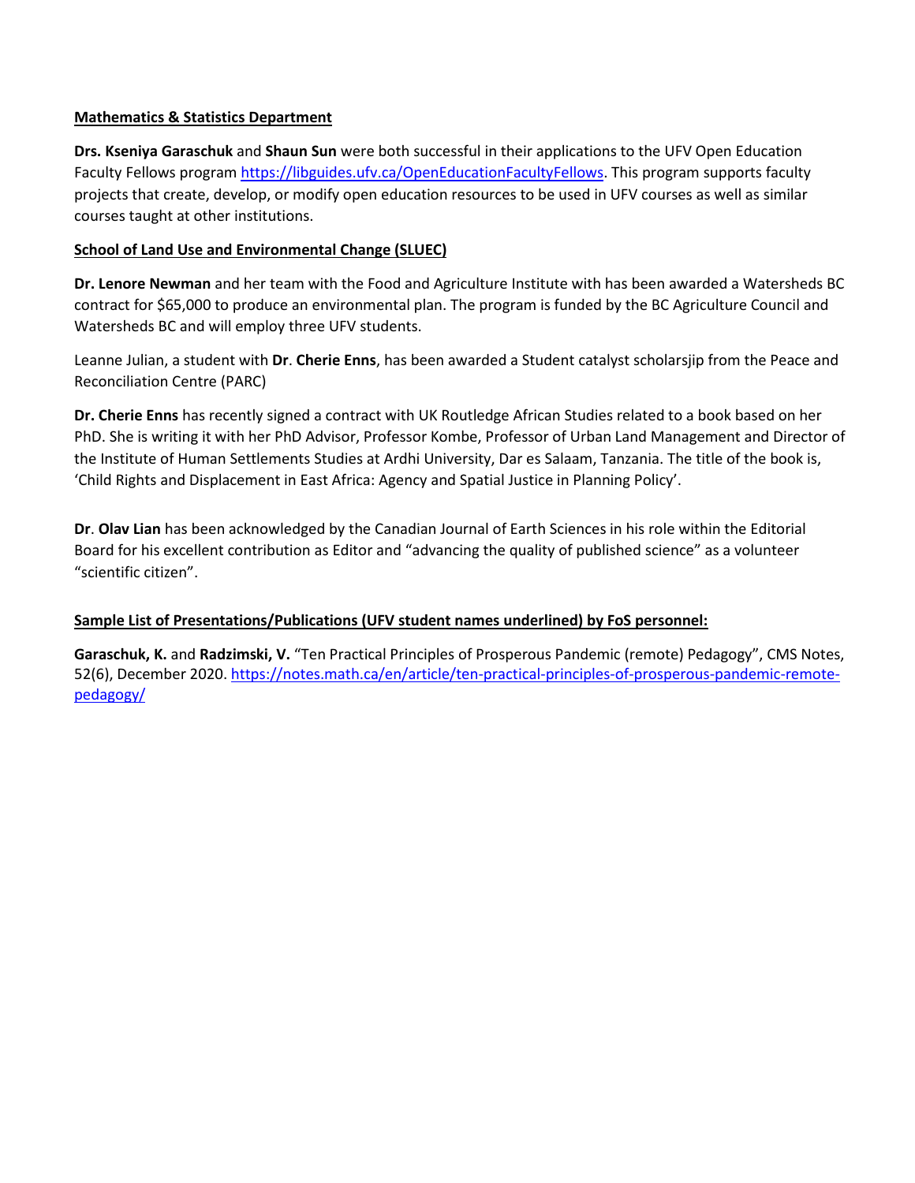**Mathematics & Statistics Department**

**Drs. Kseniya Garaschuk** and **Shaun Sun** were both successful in their applications to the UFV Open Education Faculty Fellows program https://libguides.ufv.ca/OpenEducationFacultyFellows. This program supports faculty projects that create, develop, or modify open education resources to be used in UFV courses as well as similar courses taught at other institutions.

**School of Land Use and Environmental Change (SLUEC)**

**Dr. Lenore Newman** and her team with the Food and Agriculture Institute with has been awarded a Watersheds BC contract for $65,000 to produce an environmental plan. The program is funded by the BC Agriculture Council and Watersheds BC and will employ three UFV students.

Leanne Julian, a student with **Dr**. **Cherie Enns**, has been awarded a Student catalyst scholarsjip from the Peace and Reconciliation Centre (PARC)

**Dr. Cherie Enns** has recently signed a contract with UK Routledge African Studies related to a book based on her PhD. She is writing it with her PhD Advisor, Professor Kombe, Professor of Urban Land Management and Director of the Institute of Human Settlements Studies at Ardhi University, Dar es Salaam, Tanzania. The title of the book is, 'Child Rights and Displacement in East Africa: Agency and Spatial Justice in Planning Policy'.

**Dr**. **Olav Lian** has been acknowledged by the Canadian Journal of Earth Sciences in his role within the Editorial Board for his excellent contribution as Editor and "advancing the quality of published science" as a volunteer "scientific citizen".

**Sample List of Presentations/Publications (UFV student names underlined) by FoS personnel:**

**Garaschuk, K.** and **Radzimski, V.** "Ten Practical Principles of Prosperous Pandemic (remote) Pedagogy", CMS Notes, 52(6), December 2020. https://notes.math.ca/en/article/ten-practical-principles-of-prosperous-pandemic-remote-pedagogy/